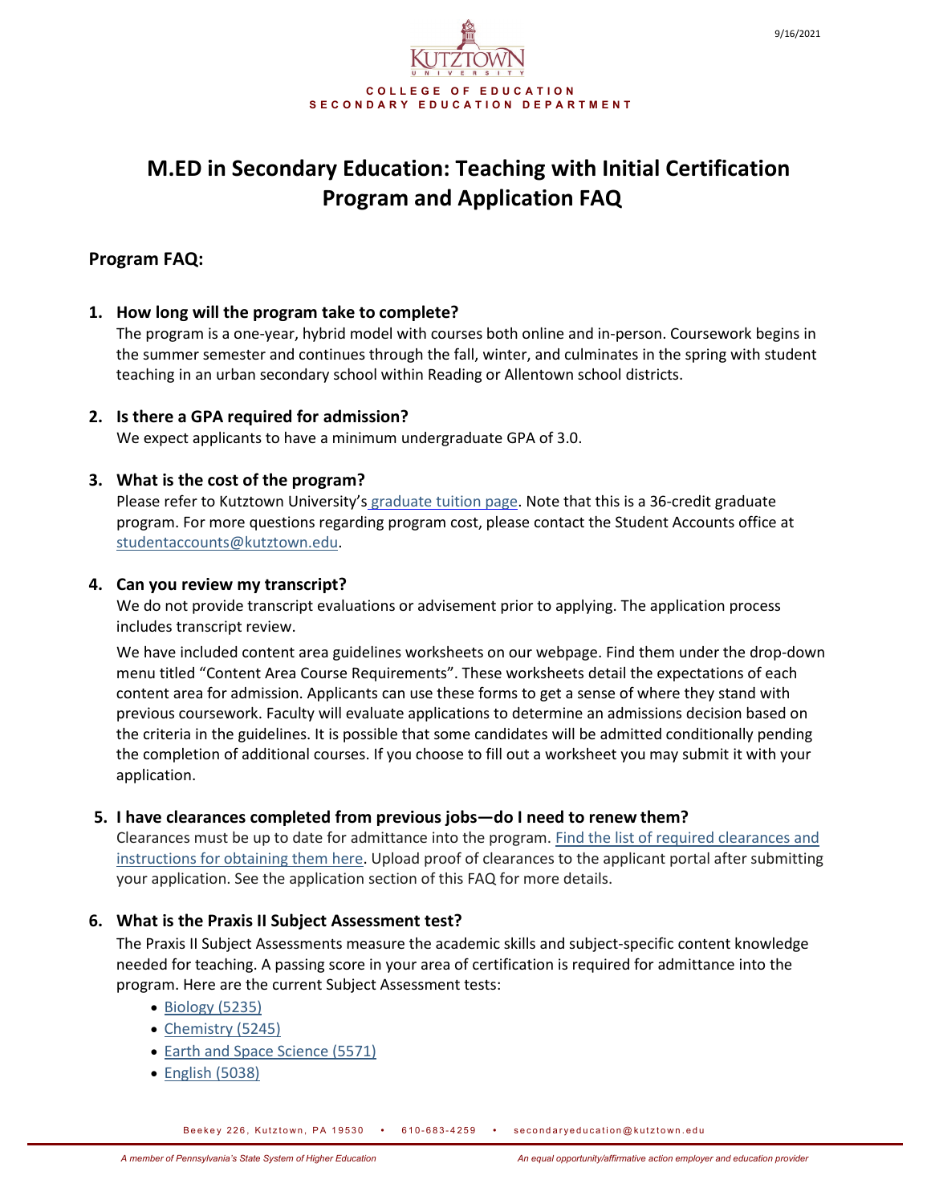9/16/2021

KUTZTOWN UNIVERSITY

**COLLEGE OF EDUCATION**
**SECONDARY EDUCATION DEPARTMENT**

# M.ED in Secondary Education: Teaching with Initial Certification Program and Application FAQ

## Program FAQ:

1. **How long will the program take to complete?**
   The program is a one-year, hybrid model with courses both online and in-person. Coursework begins in the summer semester and continues through the fall, winter, and culminates in the spring with student teaching in an urban secondary school within Reading or Allentown school districts.

2. **Is there a GPA required for admission?**
   We expect applicants to have a minimum undergraduate GPA of 3.0.

3. **What is the cost of the program?**
   Please refer to Kutztown University's graduate tuition page. Note that this is a 36-credit graduate program. For more questions regarding program cost, please contact the Student Accounts office at studentaccounts@kutztown.edu.

4. **Can you review my transcript?**
   We do not provide transcript evaluations or advisement prior to applying. The application process includes transcript review.

   We have included content area guidelines worksheets on our webpage. Find them under the drop-down menu titled "Content Area Course Requirements". These worksheets detail the expectations of each content area for admission. Applicants can use these forms to get a sense of where they stand with previous coursework. Faculty will evaluate applications to determine an admissions decision based on the criteria in the guidelines. It is possible that some candidates will be admitted conditionally pending the completion of additional courses. If you choose to fill out a worksheet you may submit it with your application.

5. **I have clearances completed from previous jobs—do I need to renew them?**
   Clearances must be up to date for admittance into the program. Find the list of required clearances and instructions for obtaining them here. Upload proof of clearances to the applicant portal after submitting your application. See the application section of this FAQ for more details.

6. **What is the Praxis II Subject Assessment test?**
   The Praxis II Subject Assessments measure the academic skills and subject-specific content knowledge needed for teaching. A passing score in your area of certification is required for admittance into the program. Here are the current Subject Assessment tests:
   - Biology (5235)
   - Chemistry (5245)
   - Earth and Space Science (5571)
   - English (5038)

Beekey 226, Kutztown, PA 19530 • 610-683-4259 • secondaryeducation@kutztown.edu

*A member of Pennsylvania's State System of Higher Education* *An equal opportunity/affirmative action employer and education provider*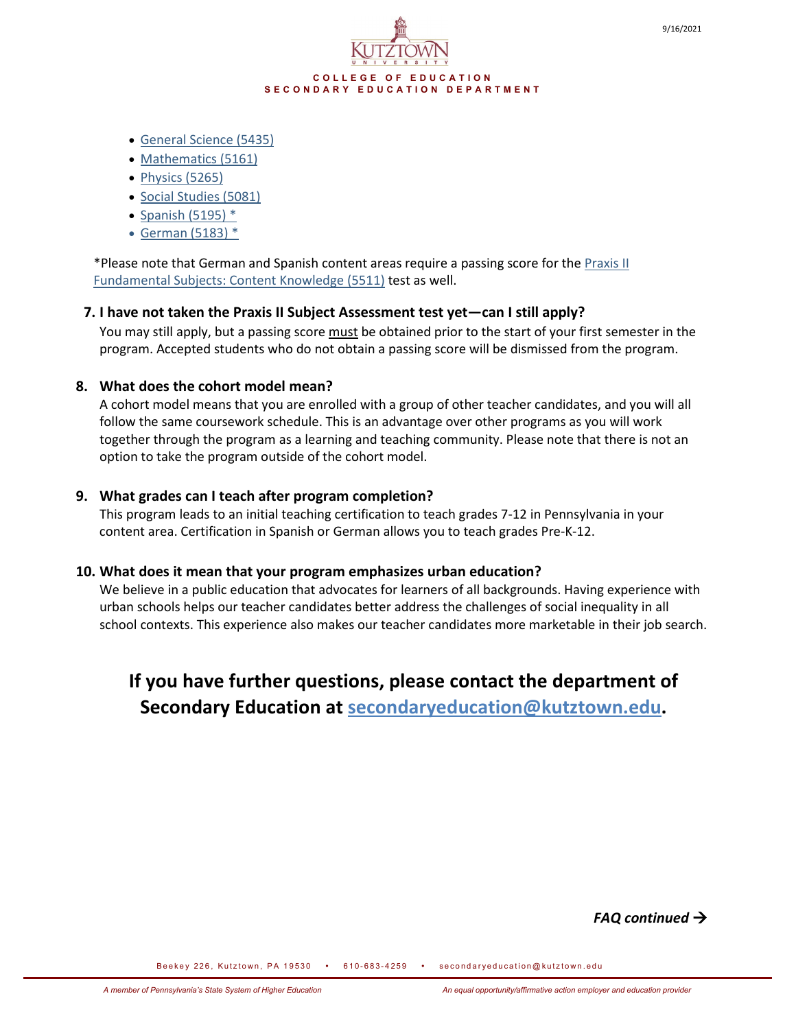- General Science (5435)
- Mathematics (5161)
- Physics (5265)
- Social Studies (5081)
- Spanish (5195) *
- German (5183) *

*Please note that German and Spanish content areas require a passing score for the Praxis II Fundamental Subjects: Content Knowledge (5511) test as well.

**7. I have not taken the Praxis II Subject Assessment test yet—can I still apply?**

You may still apply, but a passing score <u>must</u> be obtained prior to the start of your first semester in the program. Accepted students who do not obtain a passing score will be dismissed from the program.

**8. What does the cohort model mean?**

A cohort model means that you are enrolled with a group of other teacher candidates, and you will all follow the same coursework schedule. This is an advantage over other programs as you will work together through the program as a learning and teaching community. Please note that there is not an option to take the program outside of the cohort model.

**9. What grades can I teach after program completion?**

This program leads to an initial teaching certification to teach grades 7-12 in Pennsylvania in your content area. Certification in Spanish or German allows you to teach grades Pre-K-12.

**10. What does it mean that your program emphasizes urban education?**

We believe in a public education that advocates for learners of all backgrounds. Having experience with urban schools helps our teacher candidates better address the challenges of social inequality in all school contexts. This experience also makes our teacher candidates more marketable in their job search.

## If you have further questions, please contact the department of Secondary Education at secondaryeducation@kutztown.edu.

*FAQ continued →*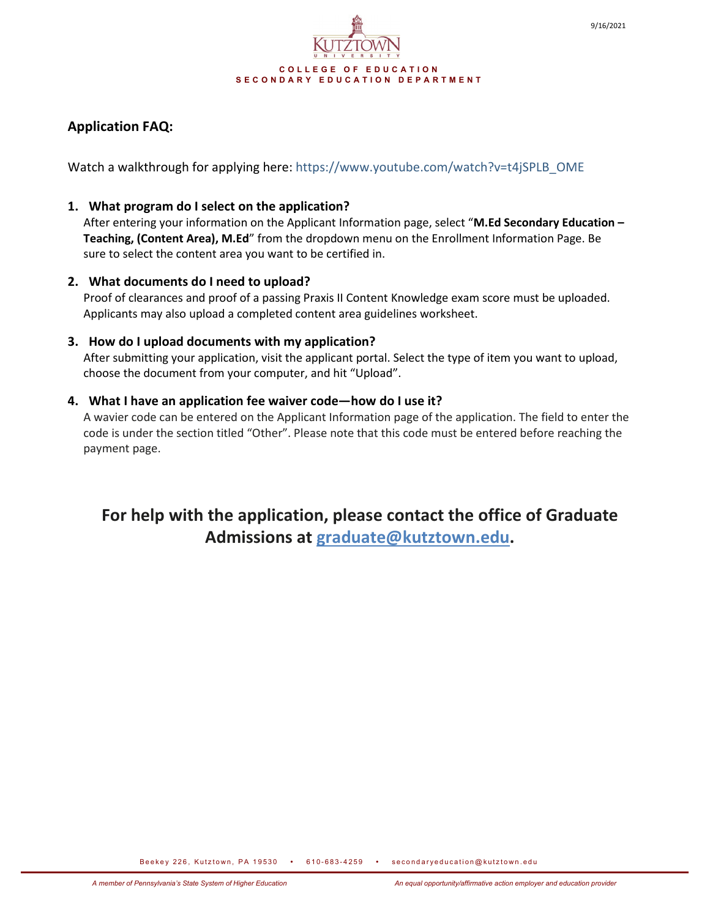## Application FAQ:

Watch a walkthrough for applying here: https://www.youtube.com/watch?v=t4jSPLB_OME

1. **What program do I select on the application?**
   After entering your information on the Applicant Information page, select "**M.Ed Secondary Education – Teaching, (Content Area), M.Ed**" from the dropdown menu on the Enrollment Information Page. Be sure to select the content area you want to be certified in.

2. **What documents do I need to upload?**
   Proof of clearances and proof of a passing Praxis II Content Knowledge exam score must be uploaded. Applicants may also upload a completed content area guidelines worksheet.

3. **How do I upload documents with my application?**
   After submitting your application, visit the applicant portal. Select the type of item you want to upload, choose the document from your computer, and hit "Upload".

4. **What I have an application fee waiver code—how do I use it?**
   A wavier code can be entered on the Applicant Information page of the application. The field to enter the code is under the section titled "Other". Please note that this code must be entered before reaching the payment page.

## For help with the application, please contact the office of Graduate Admissions at graduate@kutztown.edu.